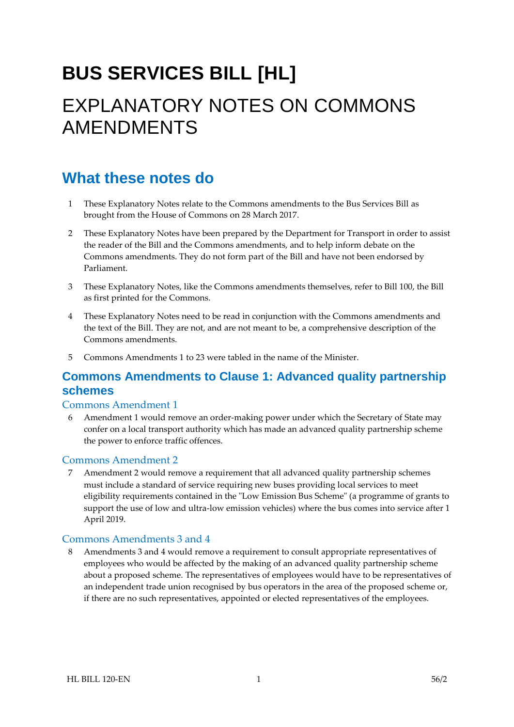# BUS SERVICES BILL [HL]

# EXPLANATORY NOTES ON COMMONS AMENDMENTS

## What these notes do

1. These Explanatory Notes relate to the Commons amendments to the Bus Services Bill as brought from the House of Commons on 28 March 2017.

2. These Explanatory Notes have been prepared by the Department for Transport in order to assist the reader of the Bill and the Commons amendments, and to help inform debate on the Commons amendments. They do not form part of the Bill and have not been endorsed by Parliament.

3. These Explanatory Notes, like the Commons amendments themselves, refer to Bill 100, the Bill as first printed for the Commons.

4. These Explanatory Notes need to be read in conjunction with the Commons amendments and the text of the Bill. They are not, and are not meant to be, a comprehensive description of the Commons amendments.

5. Commons Amendments 1 to 23 were tabled in the name of the Minister.

## Commons Amendments to Clause 1: Advanced quality partnership schemes

### Commons Amendment 1

6. Amendment 1 would remove an order-making power under which the Secretary of State may confer on a local transport authority which has made an advanced quality partnership scheme the power to enforce traffic offences.

### Commons Amendment 2

7. Amendment 2 would remove a requirement that all advanced quality partnership schemes must include a standard of service requiring new buses providing local services to meet eligibility requirements contained in the "Low Emission Bus Scheme" (a programme of grants to support the use of low and ultra-low emission vehicles) where the bus comes into service after 1 April 2019.

### Commons Amendments 3 and 4

8. Amendments 3 and 4 would remove a requirement to consult appropriate representatives of employees who would be affected by the making of an advanced quality partnership scheme about a proposed scheme. The representatives of employees would have to be representatives of an independent trade union recognised by bus operators in the area of the proposed scheme or, if there are no such representatives, appointed or elected representatives of the employees.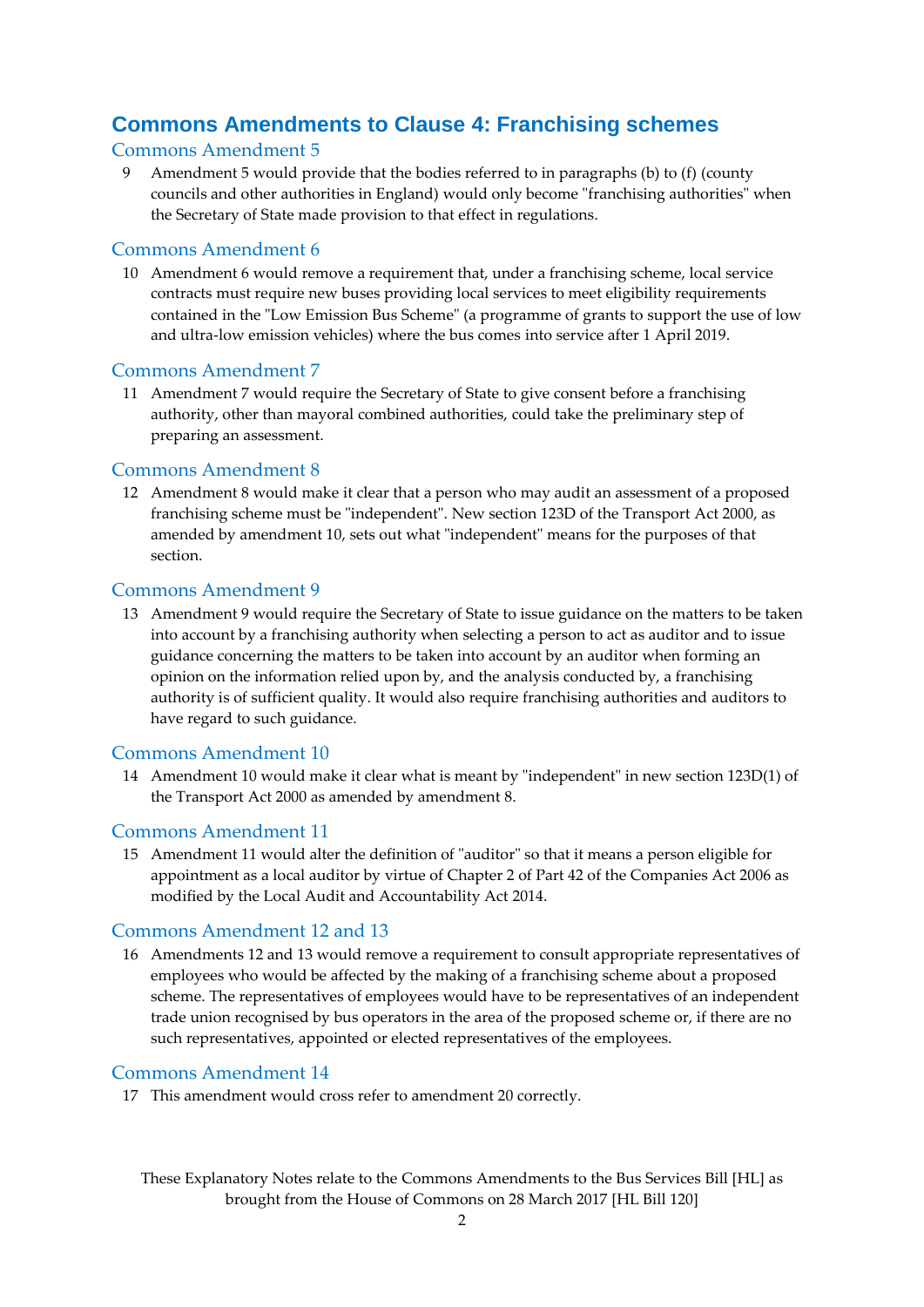## Commons Amendments to Clause 4: Franchising schemes

### Commons Amendment 5

9 Amendment 5 would provide that the bodies referred to in paragraphs (b) to (f) (county councils and other authorities in England) would only become "franchising authorities" when the Secretary of State made provision to that effect in regulations.

### Commons Amendment 6

10 Amendment 6 would remove a requirement that, under a franchising scheme, local service contracts must require new buses providing local services to meet eligibility requirements contained in the "Low Emission Bus Scheme" (a programme of grants to support the use of low and ultra-low emission vehicles) where the bus comes into service after 1 April 2019.

### Commons Amendment 7

11 Amendment 7 would require the Secretary of State to give consent before a franchising authority, other than mayoral combined authorities, could take the preliminary step of preparing an assessment.

### Commons Amendment 8

12 Amendment 8 would make it clear that a person who may audit an assessment of a proposed franchising scheme must be "independent". New section 123D of the Transport Act 2000, as amended by amendment 10, sets out what "independent" means for the purposes of that section.

### Commons Amendment 9

13 Amendment 9 would require the Secretary of State to issue guidance on the matters to be taken into account by a franchising authority when selecting a person to act as auditor and to issue guidance concerning the matters to be taken into account by an auditor when forming an opinion on the information relied upon by, and the analysis conducted by, a franchising authority is of sufficient quality. It would also require franchising authorities and auditors to have regard to such guidance.

### Commons Amendment 10

14 Amendment 10 would make it clear what is meant by "independent" in new section 123D(1) of the Transport Act 2000 as amended by amendment 8.

### Commons Amendment 11

15 Amendment 11 would alter the definition of "auditor" so that it means a person eligible for appointment as a local auditor by virtue of Chapter 2 of Part 42 of the Companies Act 2006 as modified by the Local Audit and Accountability Act 2014.

### Commons Amendment 12 and 13

16 Amendments 12 and 13 would remove a requirement to consult appropriate representatives of employees who would be affected by the making of a franchising scheme about a proposed scheme. The representatives of employees would have to be representatives of an independent trade union recognised by bus operators in the area of the proposed scheme or, if there are no such representatives, appointed or elected representatives of the employees.

### Commons Amendment 14

17 This amendment would cross refer to amendment 20 correctly.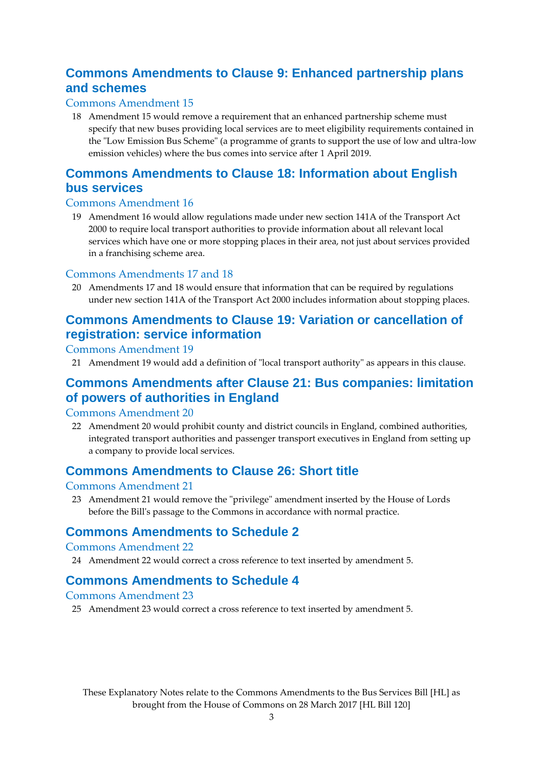## Commons Amendments to Clause 9: Enhanced partnership plans and schemes

### Commons Amendment 15

18 Amendment 15 would remove a requirement that an enhanced partnership scheme must specify that new buses providing local services are to meet eligibility requirements contained in the "Low Emission Bus Scheme" (a programme of grants to support the use of low and ultra-low emission vehicles) where the bus comes into service after 1 April 2019.

## Commons Amendments to Clause 18: Information about English bus services

### Commons Amendment 16

19 Amendment 16 would allow regulations made under new section 141A of the Transport Act 2000 to require local transport authorities to provide information about all relevant local services which have one or more stopping places in their area, not just about services provided in a franchising scheme area.

### Commons Amendments 17 and 18

20 Amendments 17 and 18 would ensure that information that can be required by regulations under new section 141A of the Transport Act 2000 includes information about stopping places.

## Commons Amendments to Clause 19: Variation or cancellation of registration: service information

### Commons Amendment 19

21 Amendment 19 would add a definition of "local transport authority" as appears in this clause.

## Commons Amendments after Clause 21: Bus companies: limitation of powers of authorities in England

### Commons Amendment 20

22 Amendment 20 would prohibit county and district councils in England, combined authorities, integrated transport authorities and passenger transport executives in England from setting up a company to provide local services.

## Commons Amendments to Clause 26: Short title

### Commons Amendment 21

23 Amendment 21 would remove the "privilege" amendment inserted by the House of Lords before the Bill's passage to the Commons in accordance with normal practice.

## Commons Amendments to Schedule 2

### Commons Amendment 22

24 Amendment 22 would correct a cross reference to text inserted by amendment 5.

## Commons Amendments to Schedule 4

### Commons Amendment 23

25 Amendment 23 would correct a cross reference to text inserted by amendment 5.

These Explanatory Notes relate to the Commons Amendments to the Bus Services Bill [HL] as brought from the House of Commons on 28 March 2017 [HL Bill 120]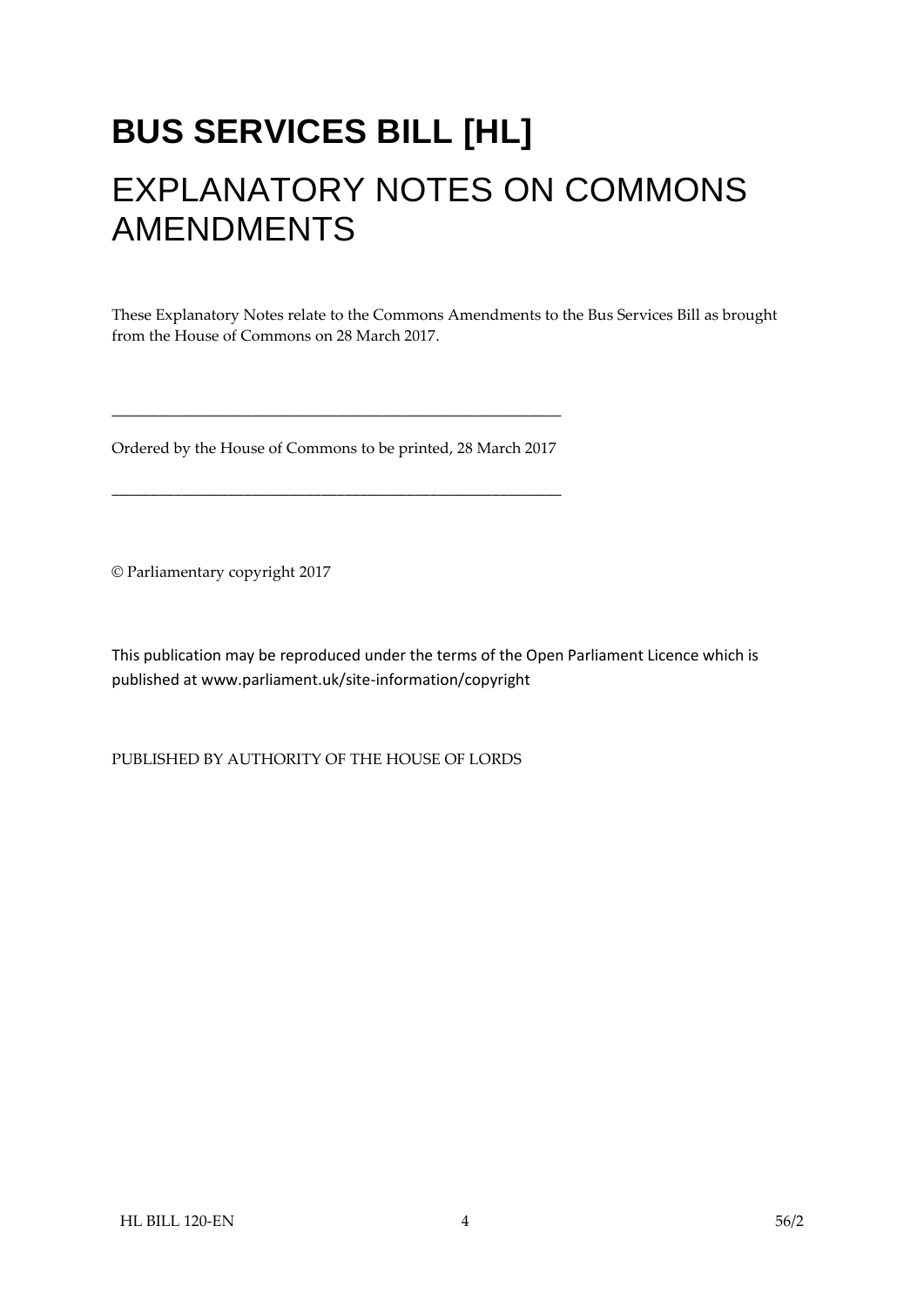# BUS SERVICES BILL [HL]

# EXPLANATORY NOTES ON COMMONS AMENDMENTS

These Explanatory Notes relate to the Commons Amendments to the Bus Services Bill as brought from the House of Commons on 28 March 2017.

---

Ordered by the House of Commons to be printed, 28 March 2017

---

© Parliamentary copyright 2017

This publication may be reproduced under the terms of the Open Parliament Licence which is published at www.parliament.uk/site-information/copyright

PUBLISHED BY AUTHORITY OF THE HOUSE OF LORDS

HL BILL 120-EN 56/2